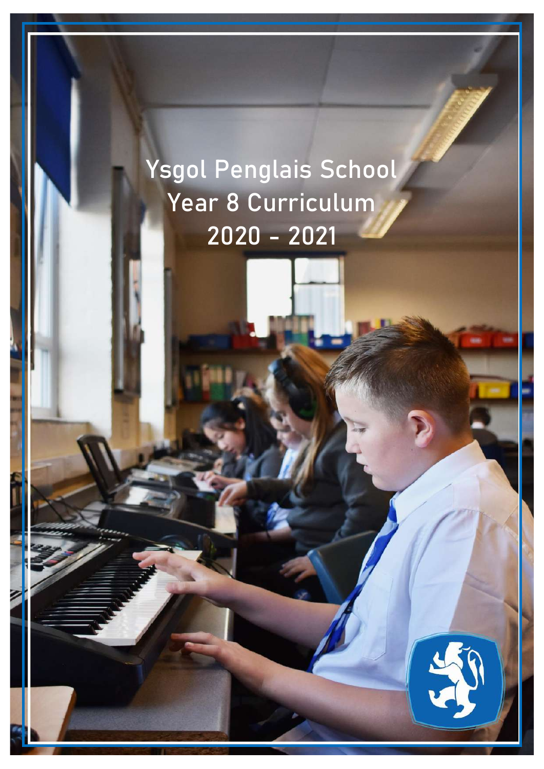# Ysgol Penglais School
# Year 8 Curriculum
# 2020 - 2021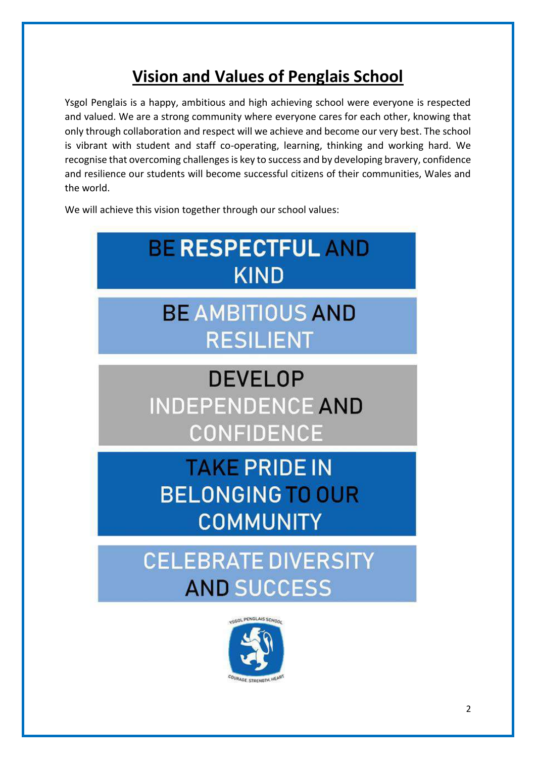# Vision and Values of Penglais School

Ysgol Penglais is a happy, ambitious and high achieving school were everyone is respected and valued. We are a strong community where everyone cares for each other, knowing that only through collaboration and respect will we achieve and become our very best. The school is vibrant with student and staff co-operating, learning, thinking and working hard. We recognise that overcoming challenges is key to success and by developing bravery, confidence and resilience our students will become successful citizens of their communities, Wales and the world.

We will achieve this vision together through our school values:

**BE RESPECTFUL AND KIND**

**BE AMBITIOUS AND RESILIENT**

**DEVELOP INDEPENDENCE AND CONFIDENCE**

**TAKE PRIDE IN BELONGING TO OUR COMMUNITY**

**CELEBRATE DIVERSITY AND SUCCESS**

YSGOL PENGLAIS SCHOOL

COURAGE. STRENGTH. HEART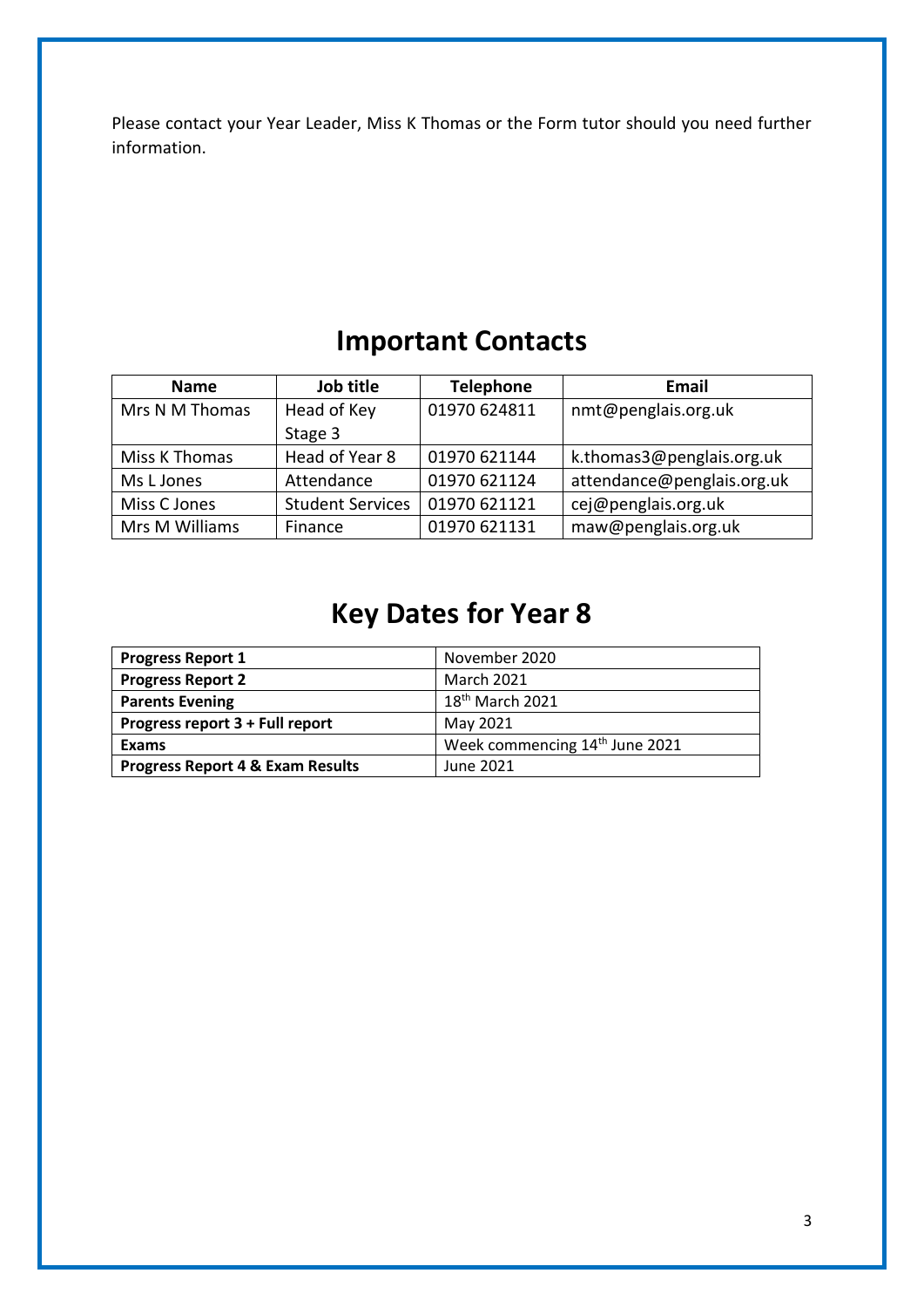Please contact your Year Leader, Miss K Thomas or the Form tutor should you need further information.

## Important Contacts

| Name | Job title | Telephone | Email |
|---|---|---|---|
| Mrs N M Thomas | Head of Key Stage 3 | 01970 624811 | nmt@penglais.org.uk |
| Miss K Thomas | Head of Year 8 | 01970 621144 | k.thomas3@penglais.org.uk |
| Ms L Jones | Attendance | 01970 621124 | attendance@penglais.org.uk |
| Miss C Jones | Student Services | 01970 621121 | cej@penglais.org.uk |
| Mrs M Williams | Finance | 01970 621131 | maw@penglais.org.uk |

## Key Dates for Year 8

| | |
|---|---|
| **Progress Report 1** | November 2020 |
| **Progress Report 2** | March 2021 |
| **Parents Evening** | 18th March 2021 |
| **Progress report 3 + Full report** | May 2021 |
| **Exams** | Week commencing 14th June 2021 |
| **Progress Report 4 & Exam Results** | June 2021 |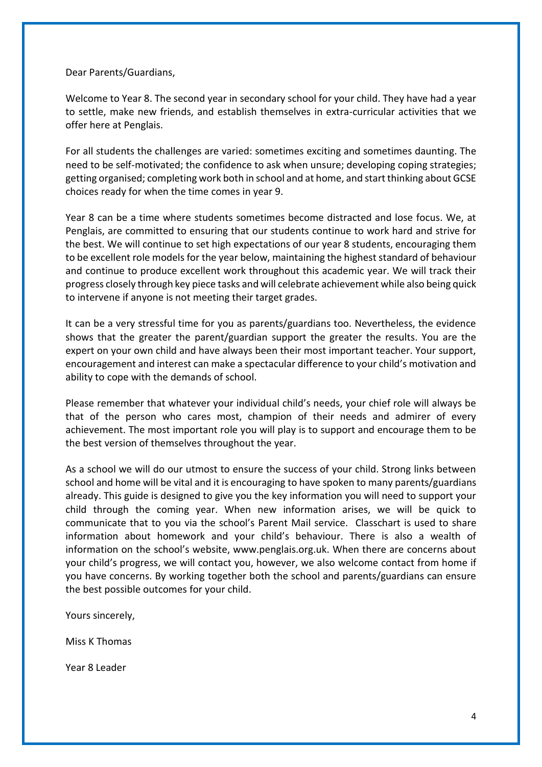Dear Parents/Guardians,

Welcome to Year 8. The second year in secondary school for your child. They have had a year to settle, make new friends, and establish themselves in extra-curricular activities that we offer here at Penglais.

For all students the challenges are varied: sometimes exciting and sometimes daunting. The need to be self-motivated; the confidence to ask when unsure; developing coping strategies; getting organised; completing work both in school and at home, and start thinking about GCSE choices ready for when the time comes in year 9.

Year 8 can be a time where students sometimes become distracted and lose focus. We, at Penglais, are committed to ensuring that our students continue to work hard and strive for the best. We will continue to set high expectations of our year 8 students, encouraging them to be excellent role models for the year below, maintaining the highest standard of behaviour and continue to produce excellent work throughout this academic year. We will track their progress closely through key piece tasks and will celebrate achievement while also being quick to intervene if anyone is not meeting their target grades.

It can be a very stressful time for you as parents/guardians too. Nevertheless, the evidence shows that the greater the parent/guardian support the greater the results. You are the expert on your own child and have always been their most important teacher. Your support, encouragement and interest can make a spectacular difference to your child's motivation and ability to cope with the demands of school.

Please remember that whatever your individual child's needs, your chief role will always be that of the person who cares most, champion of their needs and admirer of every achievement. The most important role you will play is to support and encourage them to be the best version of themselves throughout the year.

As a school we will do our utmost to ensure the success of your child. Strong links between school and home will be vital and it is encouraging to have spoken to many parents/guardians already. This guide is designed to give you the key information you will need to support your child through the coming year. When new information arises, we will be quick to communicate that to you via the school's Parent Mail service. Classchart is used to share information about homework and your child's behaviour. There is also a wealth of information on the school's website, www.penglais.org.uk. When there are concerns about your child's progress, we will contact you, however, we also welcome contact from home if you have concerns. By working together both the school and parents/guardians can ensure the best possible outcomes for your child.

Yours sincerely,

Miss K Thomas

Year 8 Leader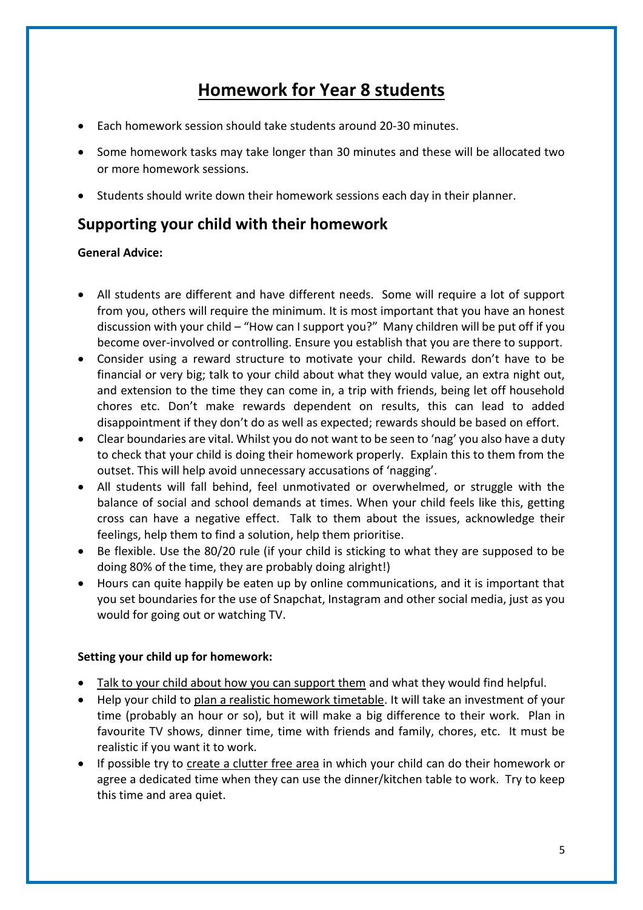# Homework for Year 8 students

- Each homework session should take students around 20-30 minutes.
- Some homework tasks may take longer than 30 minutes and these will be allocated two or more homework sessions.
- Students should write down their homework sessions each day in their planner.

## Supporting your child with their homework

**General Advice:**

- All students are different and have different needs. Some will require a lot of support from you, others will require the minimum. It is most important that you have an honest discussion with your child – "How can I support you?" Many children will be put off if you become over-involved or controlling. Ensure you establish that you are there to support.
- Consider using a reward structure to motivate your child. Rewards don't have to be financial or very big; talk to your child about what they would value, an extra night out, and extension to the time they can come in, a trip with friends, being let off household chores etc. Don't make rewards dependent on results, this can lead to added disappointment if they don't do as well as expected; rewards should be based on effort.
- Clear boundaries are vital. Whilst you do not want to be seen to 'nag' you also have a duty to check that your child is doing their homework properly. Explain this to them from the outset. This will help avoid unnecessary accusations of 'nagging'.
- All students will fall behind, feel unmotivated or overwhelmed, or struggle with the balance of social and school demands at times. When your child feels like this, getting cross can have a negative effect. Talk to them about the issues, acknowledge their feelings, help them to find a solution, help them prioritise.
- Be flexible. Use the 80/20 rule (if your child is sticking to what they are supposed to be doing 80% of the time, they are probably doing alright!)
- Hours can quite happily be eaten up by online communications, and it is important that you set boundaries for the use of Snapchat, Instagram and other social media, just as you would for going out or watching TV.

**Setting your child up for homework:**

- <u>Talk to your child about how you can support them</u> and what they would find helpful.
- Help your child to <u>plan a realistic homework timetable</u>. It will take an investment of your time (probably an hour or so), but it will make a big difference to their work. Plan in favourite TV shows, dinner time, time with friends and family, chores, etc. It must be realistic if you want it to work.
- If possible try to <u>create a clutter free area</u> in which your child can do their homework or agree a dedicated time when they can use the dinner/kitchen table to work. Try to keep this time and area quiet.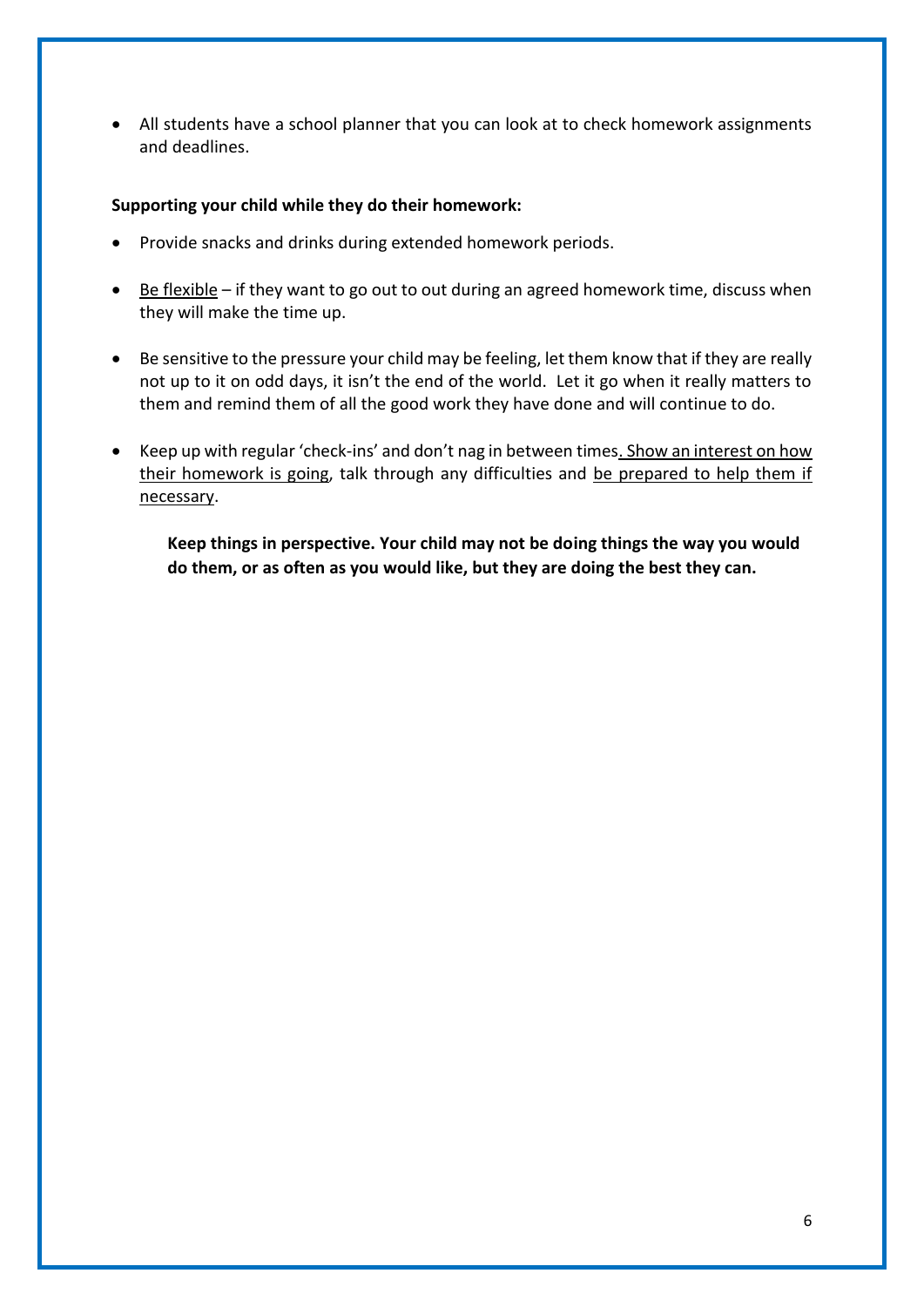- All students have a school planner that you can look at to check homework assignments and deadlines.

**Supporting your child while they do their homework:**

- Provide snacks and drinks during extended homework periods.

- Be flexible – if they want to go out to out during an agreed homework time, discuss when they will make the time up.

- Be sensitive to the pressure your child may be feeling, let them know that if they are really not up to it on odd days, it isn't the end of the world. Let it go when it really matters to them and remind them of all the good work they have done and will continue to do.

- Keep up with regular 'check-ins' and don't nag in between times. Show an interest on how their homework is going, talk through any difficulties and be prepared to help them if necessary.

**Keep things in perspective. Your child may not be doing things the way you would do them, or as often as you would like, but they are doing the best they can.**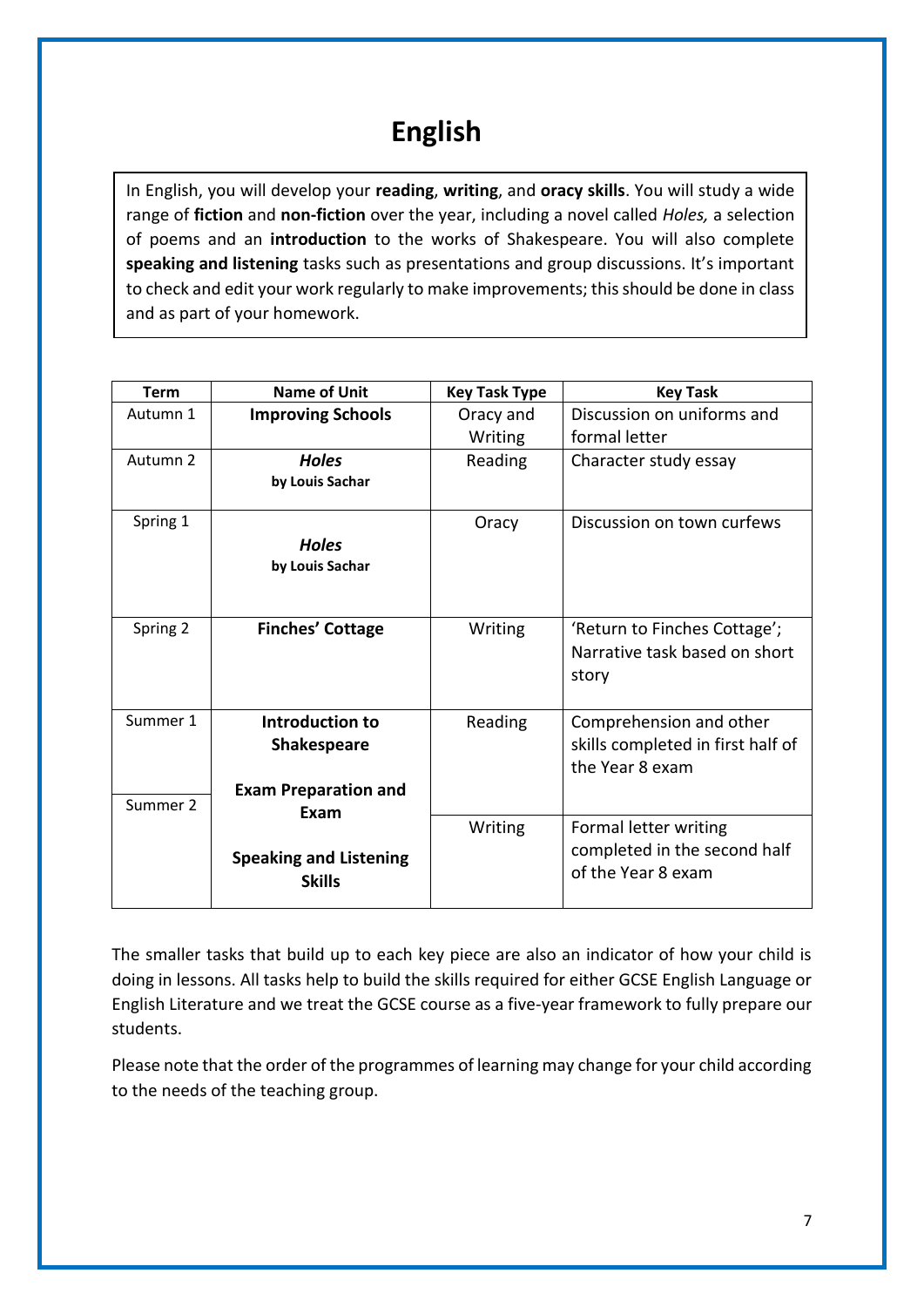# English

In English, you will develop your **reading**, **writing**, and **oracy skills**. You will study a wide range of **fiction** and **non-fiction** over the year, including a novel called *Holes,* a selection of poems and an **introduction** to the works of Shakespeare. You will also complete **speaking and listening** tasks such as presentations and group discussions. It's important to check and edit your work regularly to make improvements; this should be done in class and as part of your homework.

| Term | Name of Unit | Key Task Type | Key Task |
|---|---|---|---|
| Autumn 1 | **Improving Schools** | Oracy and Writing | Discussion on uniforms and formal letter |
| Autumn 2 | ***Holes*** **by Louis Sachar** | Reading | Character study essay |
| Spring 1 | ***Holes*** **by Louis Sachar** | Oracy | Discussion on town curfews |
| Spring 2 | **Finches' Cottage** | Writing | 'Return to Finches Cottage'; Narrative task based on short story |
| Summer 1 | **Introduction to Shakespeare** **Exam Preparation and Exam** **Speaking and Listening Skills** | Reading | Comprehension and other skills completed in first half of the Year 8 exam |
| Summer 2 | | Writing | Formal letter writing completed in the second half of the Year 8 exam |

The smaller tasks that build up to each key piece are also an indicator of how your child is doing in lessons. All tasks help to build the skills required for either GCSE English Language or English Literature and we treat the GCSE course as a five-year framework to fully prepare our students.

Please note that the order of the programmes of learning may change for your child according to the needs of the teaching group.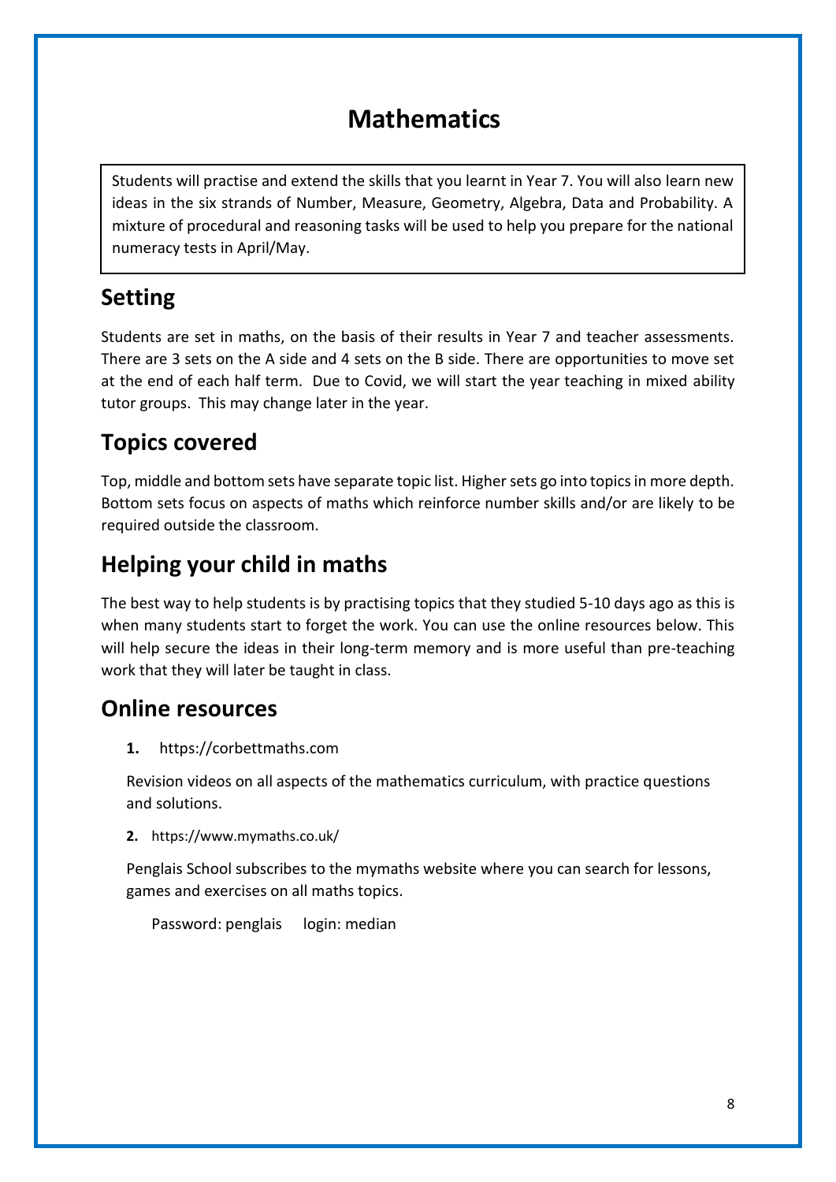# Mathematics

Students will practise and extend the skills that you learnt in Year 7. You will also learn new ideas in the six strands of Number, Measure, Geometry, Algebra, Data and Probability. A mixture of procedural and reasoning tasks will be used to help you prepare for the national numeracy tests in April/May.

## Setting

Students are set in maths, on the basis of their results in Year 7 and teacher assessments. There are 3 sets on the A side and 4 sets on the B side. There are opportunities to move set at the end of each half term. Due to Covid, we will start the year teaching in mixed ability tutor groups. This may change later in the year.

## Topics covered

Top, middle and bottom sets have separate topic list. Higher sets go into topics in more depth. Bottom sets focus on aspects of maths which reinforce number skills and/or are likely to be required outside the classroom.

## Helping your child in maths

The best way to help students is by practising topics that they studied 5-10 days ago as this is when many students start to forget the work. You can use the online resources below. This will help secure the ideas in their long-term memory and is more useful than pre-teaching work that they will later be taught in class.

## Online resources

1. https://corbettmaths.com

   Revision videos on all aspects of the mathematics curriculum, with practice questions and solutions.

2. https://www.mymaths.co.uk/

   Penglais School subscribes to the mymaths website where you can search for lessons, games and exercises on all maths topics.

   Password: penglais  login: median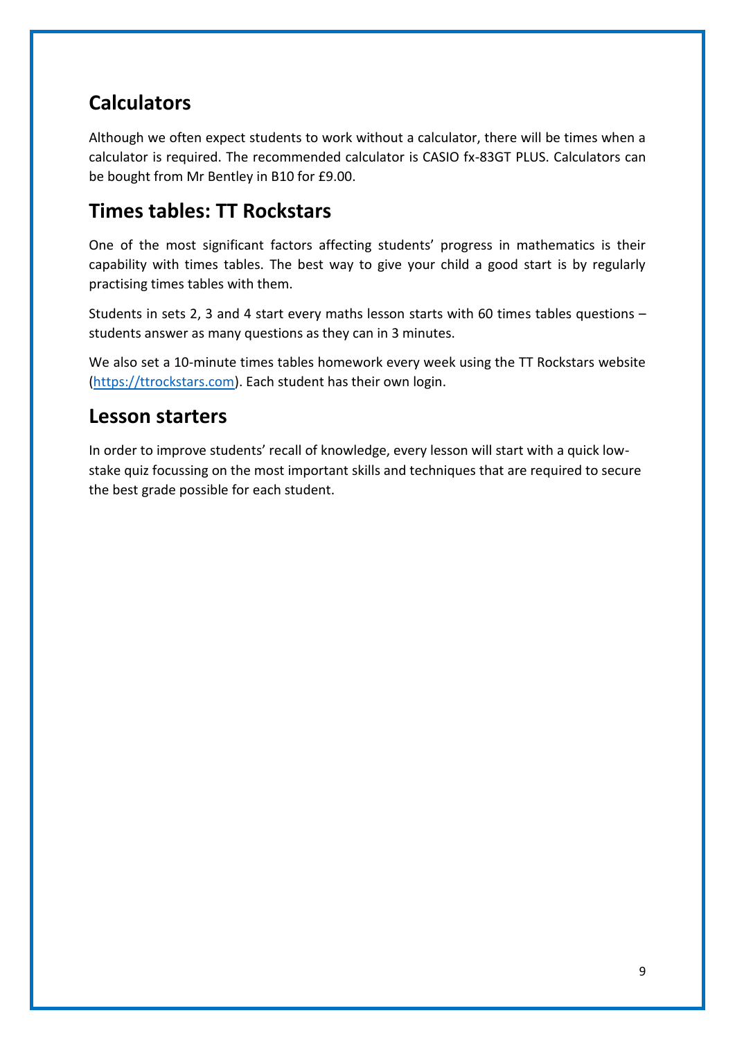## Calculators

Although we often expect students to work without a calculator, there will be times when a calculator is required. The recommended calculator is CASIO fx-83GT PLUS. Calculators can be bought from Mr Bentley in B10 for £9.00.

## Times tables: TT Rockstars

One of the most significant factors affecting students' progress in mathematics is their capability with times tables. The best way to give your child a good start is by regularly practising times tables with them.

Students in sets 2, 3 and 4 start every maths lesson starts with 60 times tables questions – students answer as many questions as they can in 3 minutes.

We also set a 10-minute times tables homework every week using the TT Rockstars website ([https://ttrockstars.com](https://ttrockstars.com)). Each student has their own login.

## Lesson starters

In order to improve students' recall of knowledge, every lesson will start with a quick low-stake quiz focussing on the most important skills and techniques that are required to secure the best grade possible for each student.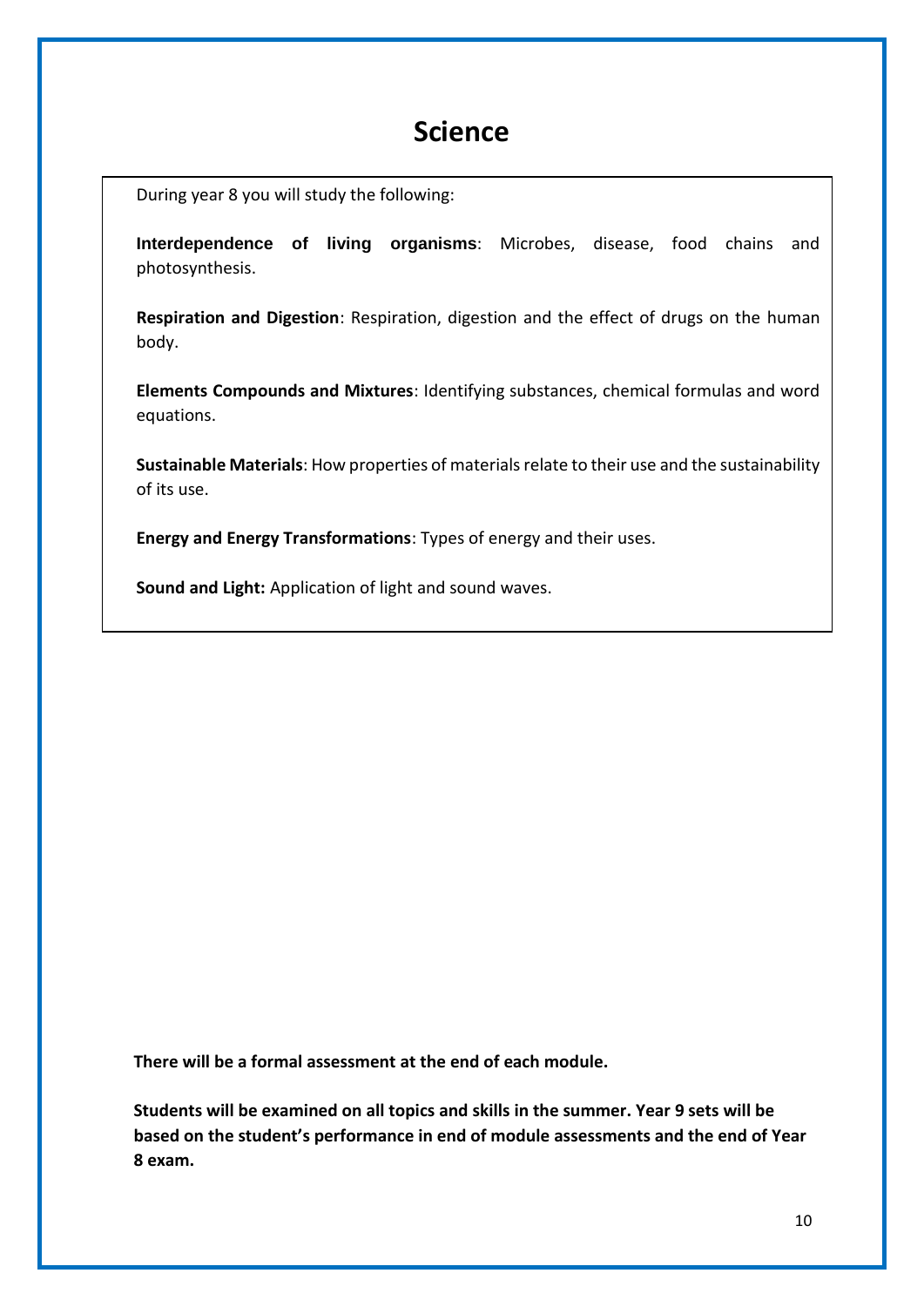# Science

During year 8 you will study the following:

**Interdependence of living organisms**: Microbes, disease, food chains and photosynthesis.

**Respiration and Digestion**: Respiration, digestion and the effect of drugs on the human body.

**Elements Compounds and Mixtures**: Identifying substances, chemical formulas and word equations.

**Sustainable Materials**: How properties of materials relate to their use and the sustainability of its use.

**Energy and Energy Transformations**: Types of energy and their uses.

**Sound and Light:** Application of light and sound waves.

**There will be a formal assessment at the end of each module.**

**Students will be examined on all topics and skills in the summer. Year 9 sets will be based on the student's performance in end of module assessments and the end of Year 8 exam.**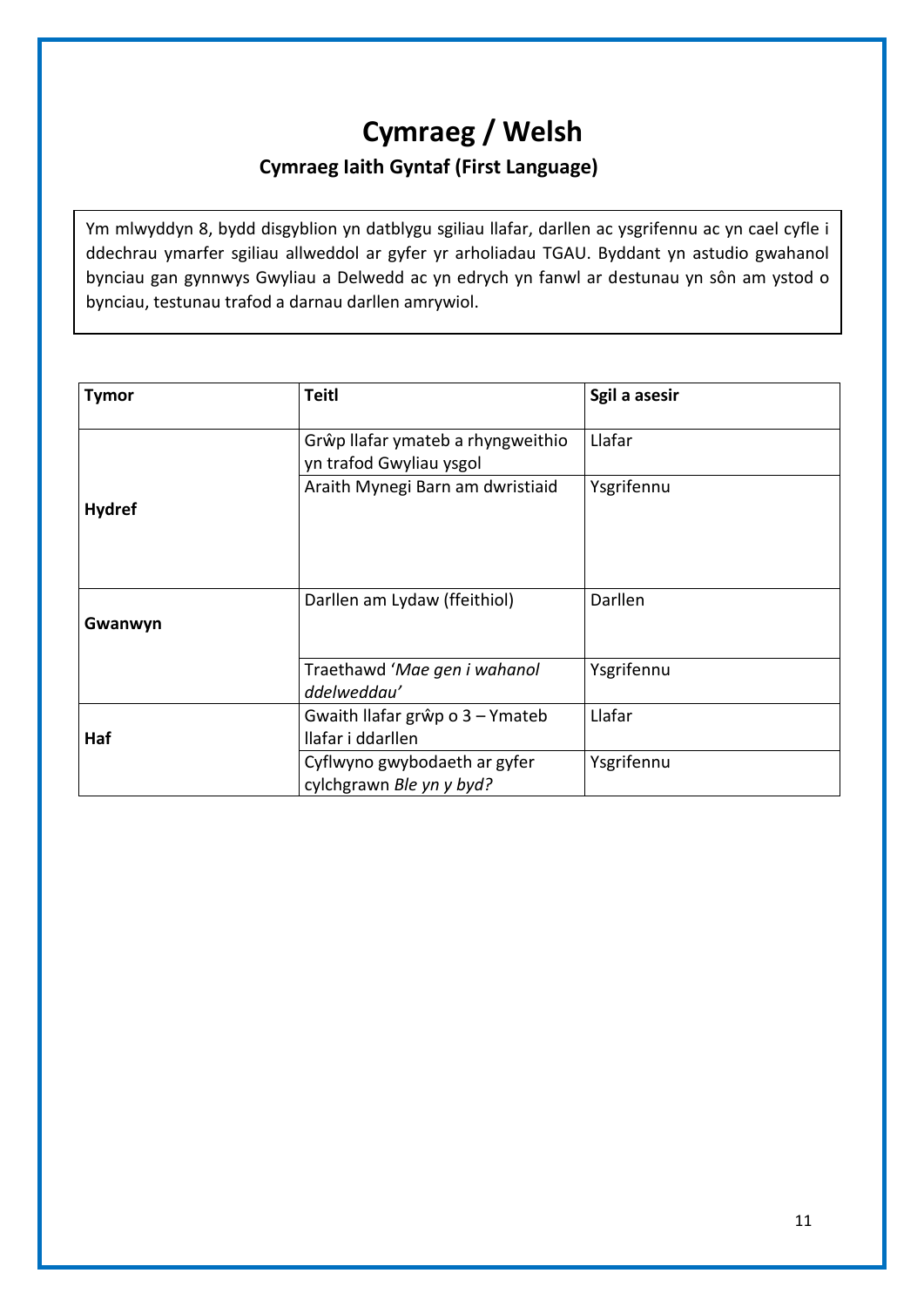# Cymraeg / Welsh

## Cymraeg Iaith Gyntaf (First Language)

Ym mlwyddyn 8, bydd disgyblion yn datblygu sgiliau llafar, darllen ac ysgrifennu ac yn cael cyfle i ddechrau ymarfer sgiliau allweddol ar gyfer yr arholiadau TGAU. Byddant yn astudio gwahanol bynciau gan gynnwys Gwyliau a Delwedd ac yn edrych yn fanwl ar destunau yn sôn am ystod o bynciau, testunau trafod a darnau darllen amrywiol.

| Tymor | Teitl | Sgil a asesir |
|---|---|---|
| **Hydref** | Grŵp llafar ymateb a rhyngweithio yn trafod Gwyliau ysgol | Llafar |
| | Araith Mynegi Barn am dwristiaid | Ysgrifennu |
| **Gwanwyn** | Darllen am Lydaw (ffeithiol) | Darllen |
| | Traethawd '*Mae gen i wahanol ddelweddau'* | Ysgrifennu |
| **Haf** | Gwaith llafar grŵp o 3 – Ymateb llafar i ddarllen | Llafar |
| | Cyflwyno gwybodaeth ar gyfer cylchgrawn *Ble yn y byd?* | Ysgrifennu |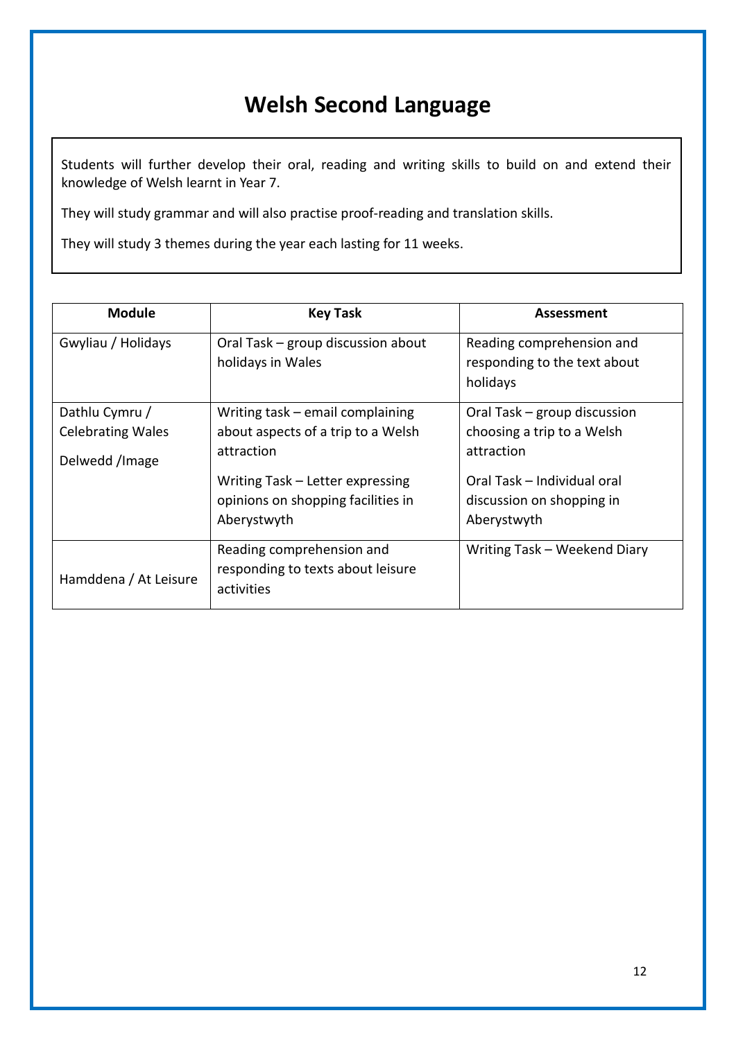# Welsh Second Language

Students will further develop their oral, reading and writing skills to build on and extend their knowledge of Welsh learnt in Year 7.

They will study grammar and will also practise proof-reading and translation skills.

They will study 3 themes during the year each lasting for 11 weeks.

| Module | Key Task | Assessment |
| --- | --- | --- |
| Gwyliau / Holidays | Oral Task – group discussion about holidays in Wales | Reading comprehension and responding to the text about holidays |
| Dathlu Cymru / Celebrating Wales<br><br>Delwedd /Image | Writing task – email complaining about aspects of a trip to a Welsh attraction<br><br>Writing Task – Letter expressing opinions on shopping facilities in Aberystwyth | Oral Task – group discussion choosing a trip to a Welsh attraction<br><br>Oral Task – Individual oral discussion on shopping in Aberystwyth |
| Hamddena / At Leisure | Reading comprehension and responding to texts about leisure activities | Writing Task – Weekend Diary |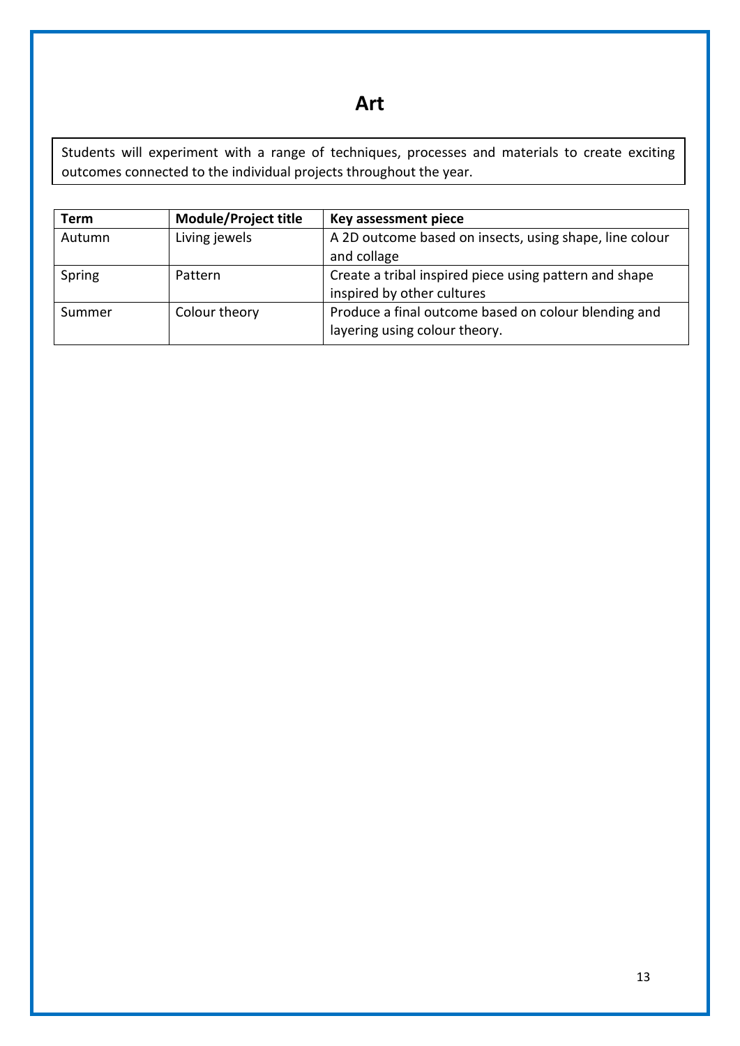# Art

Students will experiment with a range of techniques, processes and materials to create exciting outcomes connected to the individual projects throughout the year.

| Term | Module/Project title | Key assessment piece |
|---|---|---|
| Autumn | Living jewels | A 2D outcome based on insects, using shape, line colour and collage |
| Spring | Pattern | Create a tribal inspired piece using pattern and shape inspired by other cultures |
| Summer | Colour theory | Produce a final outcome based on colour blending and layering using colour theory. |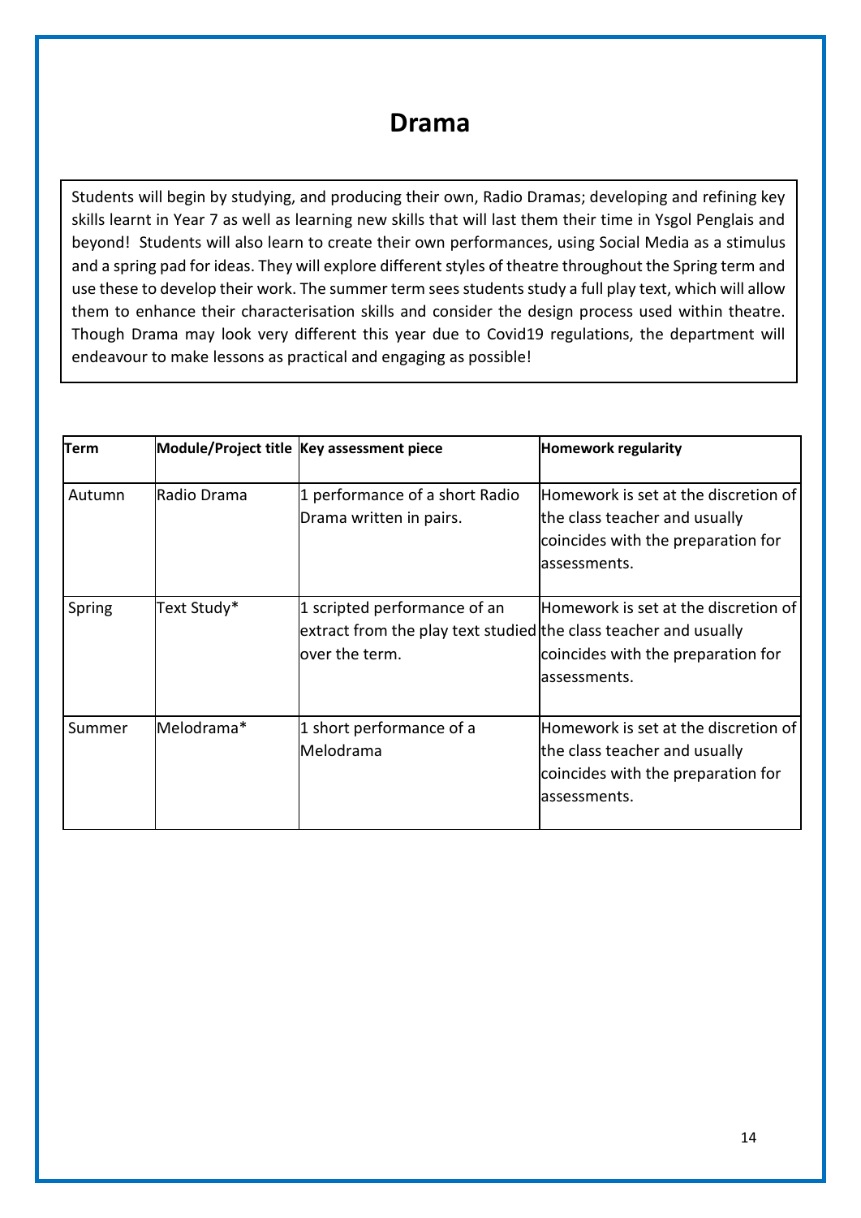# Drama

Students will begin by studying, and producing their own, Radio Dramas; developing and refining key skills learnt in Year 7 as well as learning new skills that will last them their time in Ysgol Penglais and beyond! Students will also learn to create their own performances, using Social Media as a stimulus and a spring pad for ideas. They will explore different styles of theatre throughout the Spring term and use these to develop their work. The summer term sees students study a full play text, which will allow them to enhance their characterisation skills and consider the design process used within theatre. Though Drama may look very different this year due to Covid19 regulations, the department will endeavour to make lessons as practical and engaging as possible!

| Term | Module/Project title | Key assessment piece | Homework regularity |
|---|---|---|---|
| Autumn | Radio Drama | 1 performance of a short Radio Drama written in pairs. | Homework is set at the discretion of the class teacher and usually coincides with the preparation for assessments. |
| Spring | Text Study* | 1 scripted performance of an extract from the play text studied over the term. | Homework is set at the discretion of the class teacher and usually coincides with the preparation for assessments. |
| Summer | Melodrama* | 1 short performance of a Melodrama | Homework is set at the discretion of the class teacher and usually coincides with the preparation for assessments. |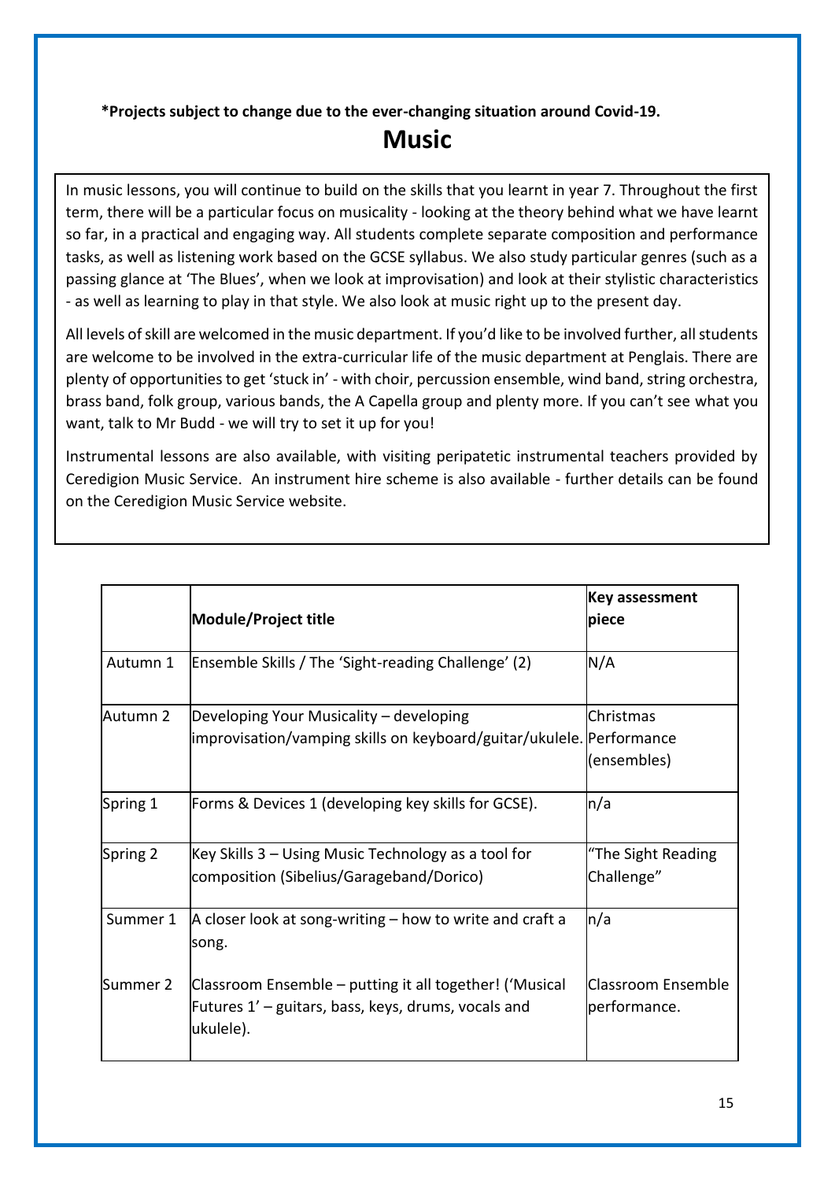**\*Projects subject to change due to the ever-changing situation around Covid-19.**

# Music

In music lessons, you will continue to build on the skills that you learnt in year 7. Throughout the first term, there will be a particular focus on musicality - looking at the theory behind what we have learnt so far, in a practical and engaging way. All students complete separate composition and performance tasks, as well as listening work based on the GCSE syllabus. We also study particular genres (such as a passing glance at 'The Blues', when we look at improvisation) and look at their stylistic characteristics - as well as learning to play in that style. We also look at music right up to the present day.

All levels of skill are welcomed in the music department. If you'd like to be involved further, all students are welcome to be involved in the extra-curricular life of the music department at Penglais. There are plenty of opportunities to get 'stuck in' - with choir, percussion ensemble, wind band, string orchestra, brass band, folk group, various bands, the A Capella group and plenty more. If you can't see what you want, talk to Mr Budd - we will try to set it up for you!

Instrumental lessons are also available, with visiting peripatetic instrumental teachers provided by Ceredigion Music Service. An instrument hire scheme is also available - further details can be found on the Ceredigion Music Service website.

| | **Module/Project title** | **Key assessment piece** |
|---|---|---|
| Autumn 1 | Ensemble Skills / The 'Sight-reading Challenge' (2) | N/A |
| Autumn 2 | Developing Your Musicality – developing improvisation/vamping skills on keyboard/guitar/ukulele. | Christmas Performance (ensembles) |
| Spring 1 | Forms & Devices 1 (developing key skills for GCSE). | n/a |
| Spring 2 | Key Skills 3 – Using Music Technology as a tool for composition (Sibelius/Garageband/Dorico) | "The Sight Reading Challenge" |
| Summer 1 | A closer look at song-writing – how to write and craft a song. | n/a |
| Summer 2 | Classroom Ensemble – putting it all together! ('Musical Futures 1' – guitars, bass, keys, drums, vocals and ukulele). | Classroom Ensemble performance. |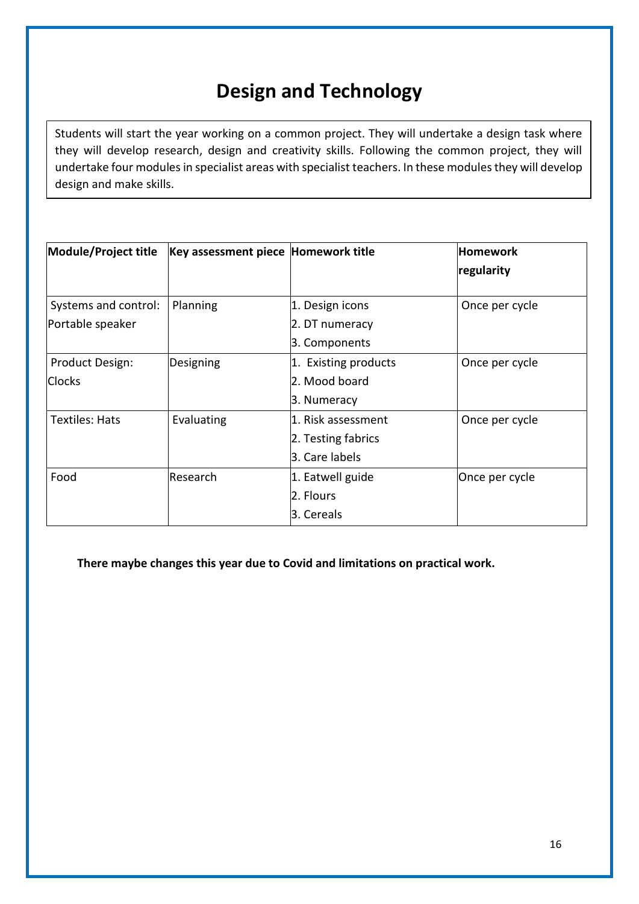# Design and Technology

Students will start the year working on a common project. They will undertake a design task where they will develop research, design and creativity skills. Following the common project, they will undertake four modules in specialist areas with specialist teachers. In these modules they will develop design and make skills.

| Module/Project title | Key assessment piece | Homework title | Homework regularity |
|---|---|---|---|
| Systems and control: Portable speaker | Planning | 1. Design icons<br>2. DT numeracy<br>3. Components | Once per cycle |
| Product Design: Clocks | Designing | 1. Existing products<br>2. Mood board<br>3. Numeracy | Once per cycle |
| Textiles: Hats | Evaluating | 1. Risk assessment<br>2. Testing fabrics<br>3. Care labels | Once per cycle |
| Food | Research | 1. Eatwell guide<br>2. Flours<br>3. Cereals | Once per cycle |

**There maybe changes this year due to Covid and limitations on practical work.**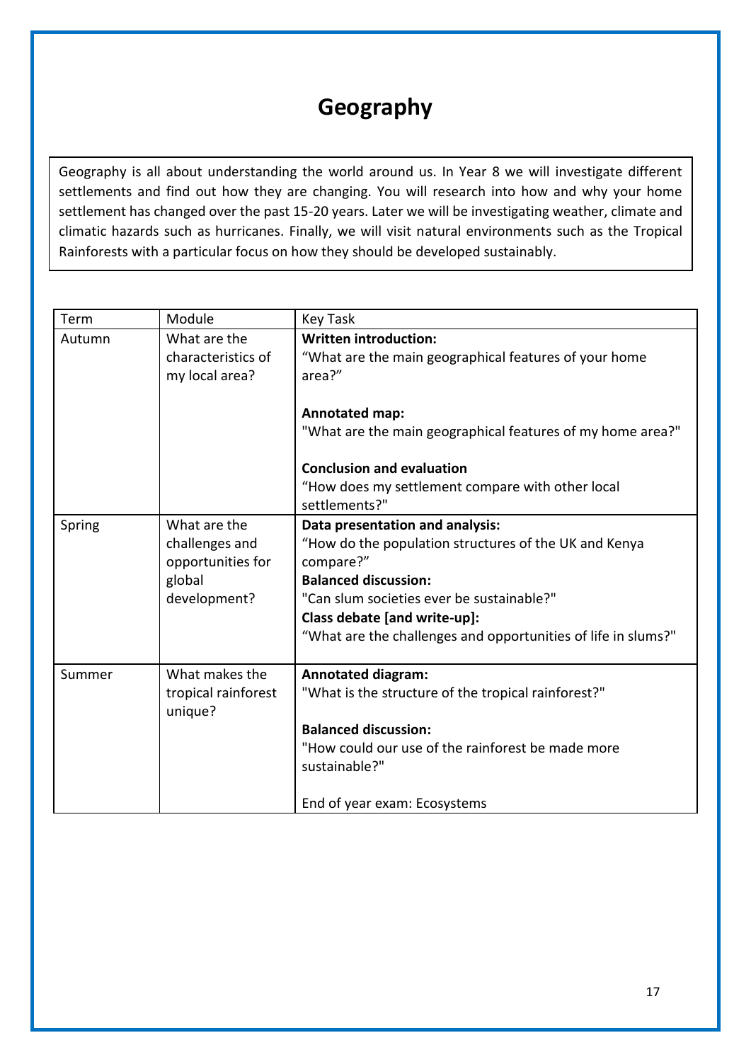# Geography

Geography is all about understanding the world around us. In Year 8 we will investigate different settlements and find out how they are changing. You will research into how and why your home settlement has changed over the past 15-20 years. Later we will be investigating weather, climate and climatic hazards such as hurricanes. Finally, we will visit natural environments such as the Tropical Rainforests with a particular focus on how they should be developed sustainably.

| Term | Module | Key Task |
|---|---|---|
| Autumn | What are the characteristics of my local area? | **Written introduction:**<br>“What are the main geographical features of your home area?”<br><br>**Annotated map:**<br>"What are the main geographical features of my home area?"<br><br>**Conclusion and evaluation**<br>“How does my settlement compare with other local settlements?" |
| Spring | What are the challenges and opportunities for global development? | **Data presentation and analysis:**<br>“How do the population structures of the UK and Kenya compare?”<br>**Balanced discussion:**<br>"Can slum societies ever be sustainable?"<br>**Class debate [and write-up]:**<br>“What are the challenges and opportunities of life in slums?" |
| Summer | What makes the tropical rainforest unique? | **Annotated diagram:**<br>"What is the structure of the tropical rainforest?"<br><br>**Balanced discussion:**<br>"How could our use of the rainforest be made more sustainable?"<br><br>End of year exam: Ecosystems |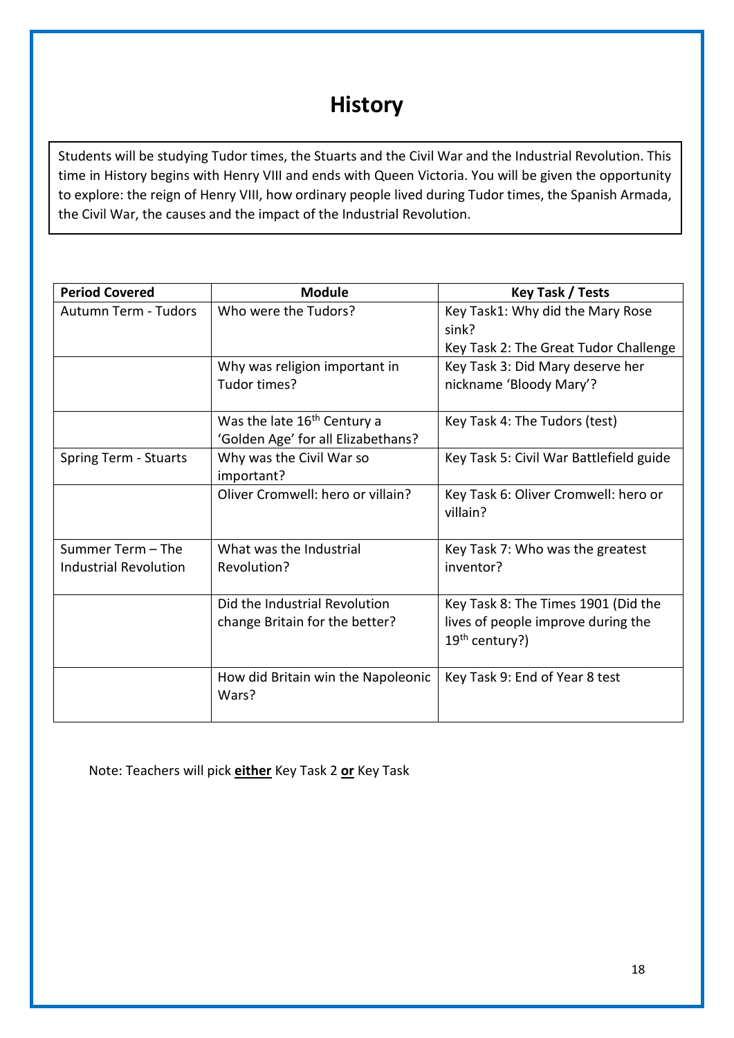# History

Students will be studying Tudor times, the Stuarts and the Civil War and the Industrial Revolution. This time in History begins with Henry VIII and ends with Queen Victoria. You will be given the opportunity to explore: the reign of Henry VIII, how ordinary people lived during Tudor times, the Spanish Armada, the Civil War, the causes and the impact of the Industrial Revolution.

| Period Covered | Module | Key Task / Tests |
|---|---|---|
| Autumn Term - Tudors | Who were the Tudors? | Key Task1: Why did the Mary Rose sink?<br>Key Task 2: The Great Tudor Challenge |
| | Why was religion important in Tudor times? | Key Task 3: Did Mary deserve her nickname 'Bloody Mary'? |
| | Was the late 16th Century a 'Golden Age' for all Elizabethans? | Key Task 4: The Tudors (test) |
| Spring Term - Stuarts | Why was the Civil War so important? | Key Task 5: Civil War Battlefield guide |
| | Oliver Cromwell: hero or villain? | Key Task 6: Oliver Cromwell: hero or villain? |
| Summer Term – The Industrial Revolution | What was the Industrial Revolution? | Key Task 7: Who was the greatest inventor? |
| | Did the Industrial Revolution change Britain for the better? | Key Task 8: The Times 1901 (Did the lives of people improve during the 19th century?) |
| | How did Britain win the Napoleonic Wars? | Key Task 9: End of Year 8 test |

Note: Teachers will pick **either** Key Task 2 **or** Key Task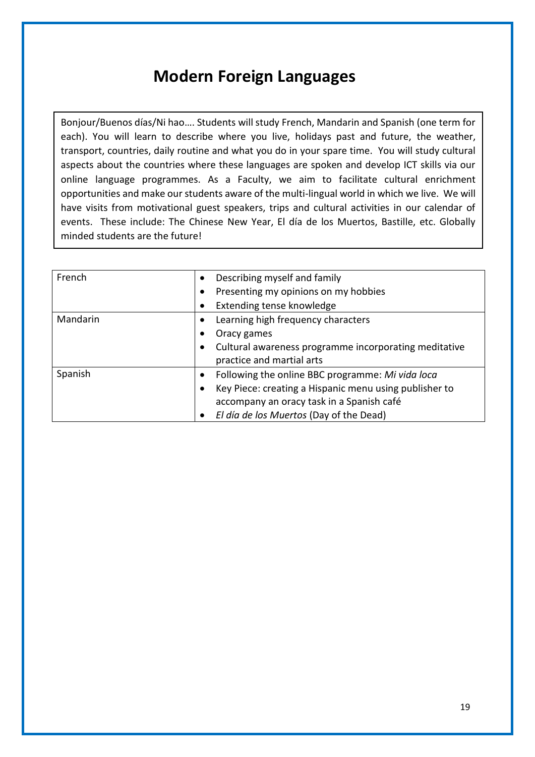# Modern Foreign Languages

Bonjour/Buenos días/Ni hao…. Students will study French, Mandarin and Spanish (one term for each). You will learn to describe where you live, holidays past and future, the weather, transport, countries, daily routine and what you do in your spare time. You will study cultural aspects about the countries where these languages are spoken and develop ICT skills via our online language programmes. As a Faculty, we aim to facilitate cultural enrichment opportunities and make our students aware of the multi-lingual world in which we live. We will have visits from motivational guest speakers, trips and cultural activities in our calendar of events. These include: The Chinese New Year, El día de los Muertos, Bastille, etc. Globally minded students are the future!

| | |
|---|---|
| French | • Describing myself and family<br>• Presenting my opinions on my hobbies<br>• Extending tense knowledge |
| Mandarin | • Learning high frequency characters<br>• Oracy games<br>• Cultural awareness programme incorporating meditative practice and martial arts |
| Spanish | • Following the online BBC programme: *Mi vida loca*<br>• Key Piece: creating a Hispanic menu using publisher to accompany an oracy task in a Spanish café<br>• *El día de los Muertos* (Day of the Dead) |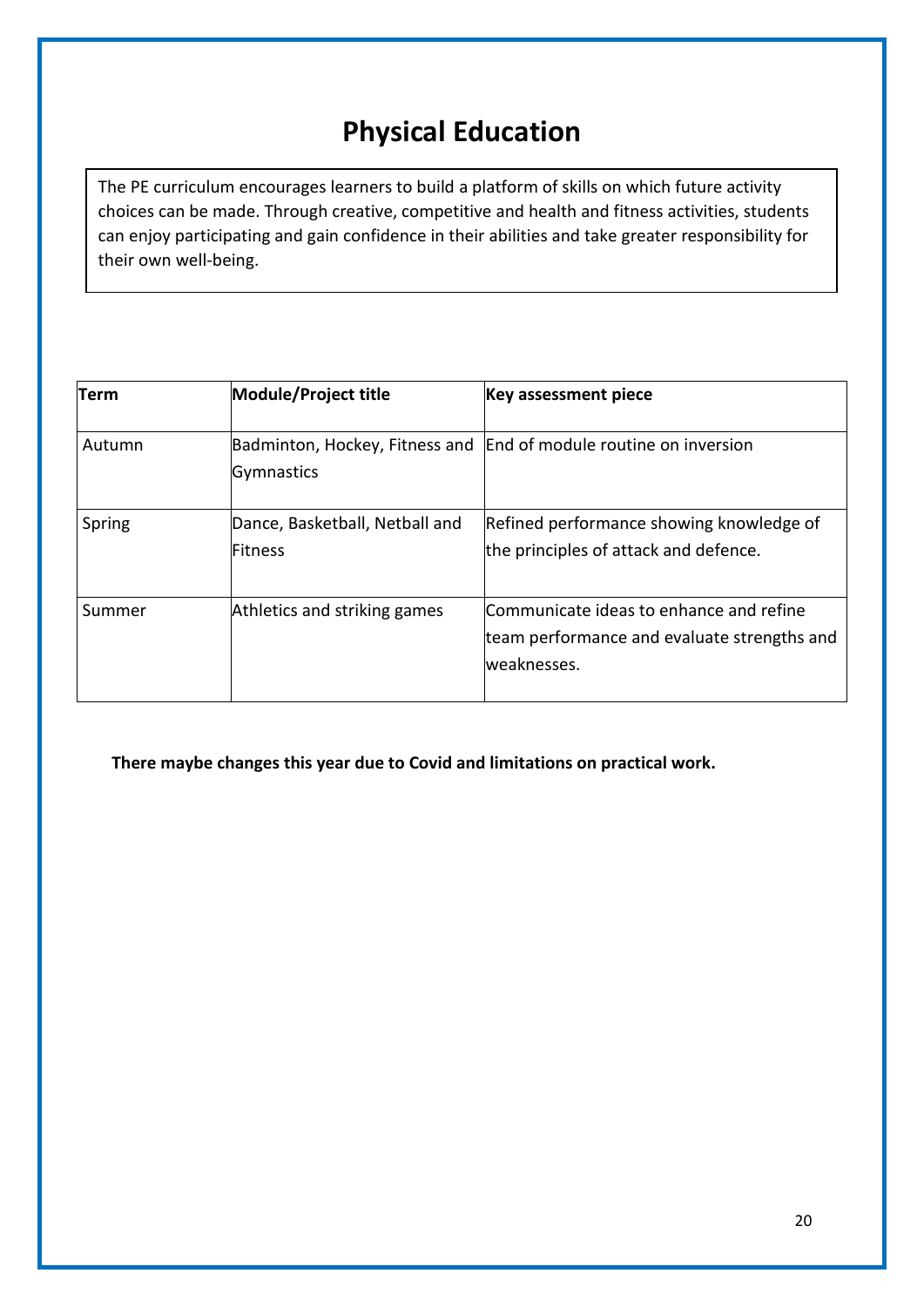# Physical Education

The PE curriculum encourages learners to build a platform of skills on which future activity choices can be made. Through creative, competitive and health and fitness activities, students can enjoy participating and gain confidence in their abilities and take greater responsibility for their own well-being.

| Term | Module/Project title | Key assessment piece |
|---|---|---|
| Autumn | Badminton, Hockey, Fitness and Gymnastics | End of module routine on inversion |
| Spring | Dance, Basketball, Netball and Fitness | Refined performance showing knowledge of the principles of attack and defence. |
| Summer | Athletics and striking games | Communicate ideas to enhance and refine team performance and evaluate strengths and weaknesses. |

**There maybe changes this year due to Covid and limitations on practical work.**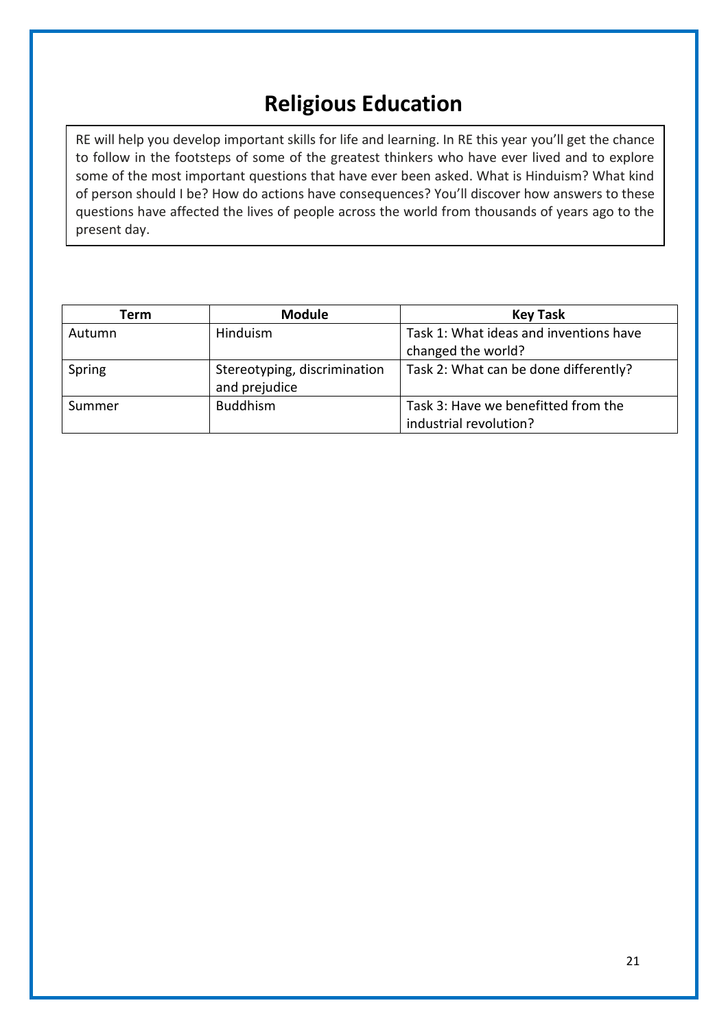# Religious Education

RE will help you develop important skills for life and learning. In RE this year you'll get the chance to follow in the footsteps of some of the greatest thinkers who have ever lived and to explore some of the most important questions that have ever been asked. What is Hinduism? What kind of person should I be? How do actions have consequences? You'll discover how answers to these questions have affected the lives of people across the world from thousands of years ago to the present day.

| Term | Module | Key Task |
| --- | --- | --- |
| Autumn | Hinduism | Task 1: What ideas and inventions have changed the world? |
| Spring | Stereotyping, discrimination and prejudice | Task 2: What can be done differently? |
| Summer | Buddhism | Task 3: Have we benefitted from the industrial revolution? |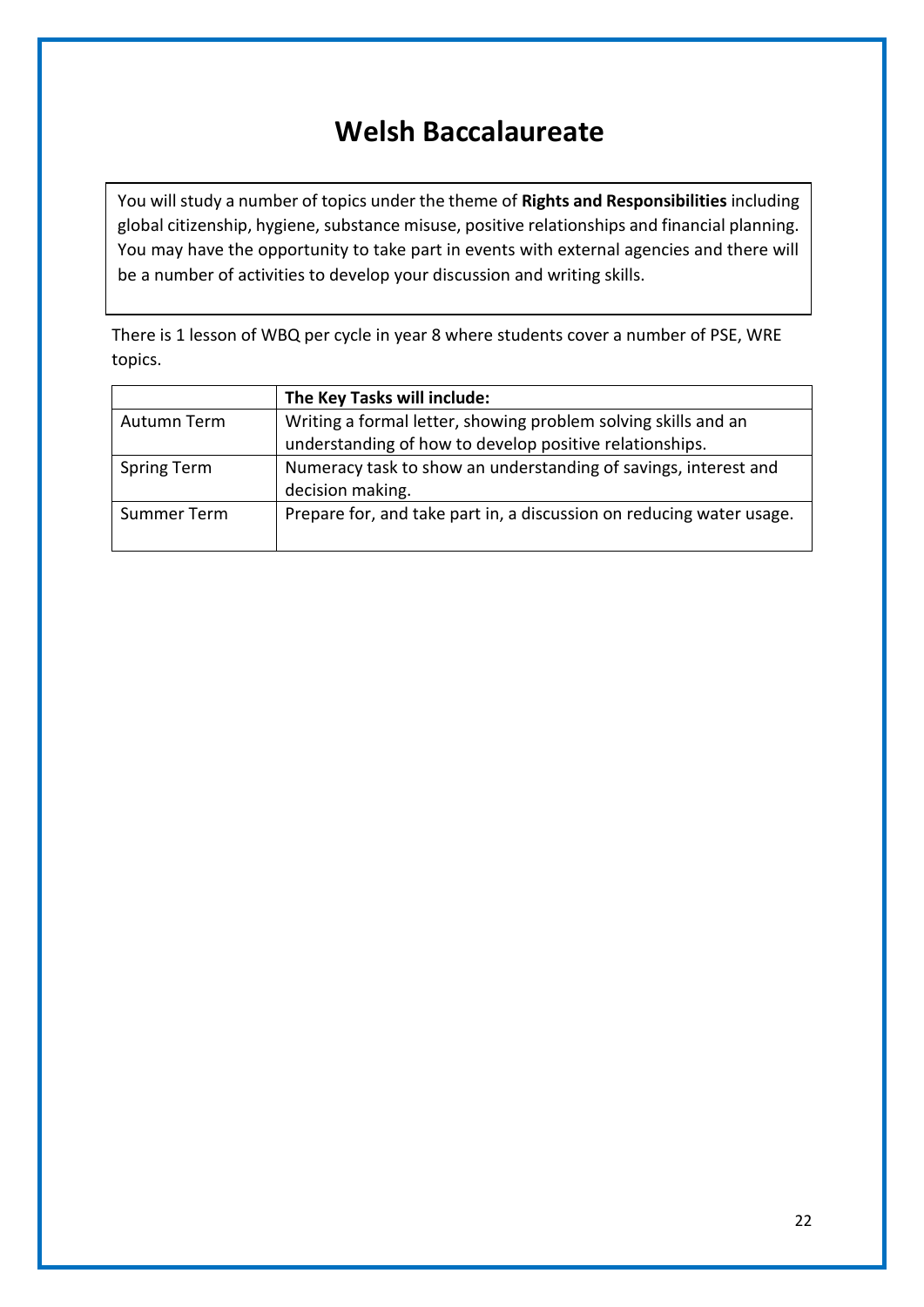# Welsh Baccalaureate

You will study a number of topics under the theme of **Rights and Responsibilities** including global citizenship, hygiene, substance misuse, positive relationships and financial planning. You may have the opportunity to take part in events with external agencies and there will be a number of activities to develop your discussion and writing skills.

There is 1 lesson of WBQ per cycle in year 8 where students cover a number of PSE, WRE topics.

| | **The Key Tasks will include:** |
|---|---|
| Autumn Term | Writing a formal letter, showing problem solving skills and an understanding of how to develop positive relationships. |
| Spring Term | Numeracy task to show an understanding of savings, interest and decision making. |
| Summer Term | Prepare for, and take part in, a discussion on reducing water usage. |